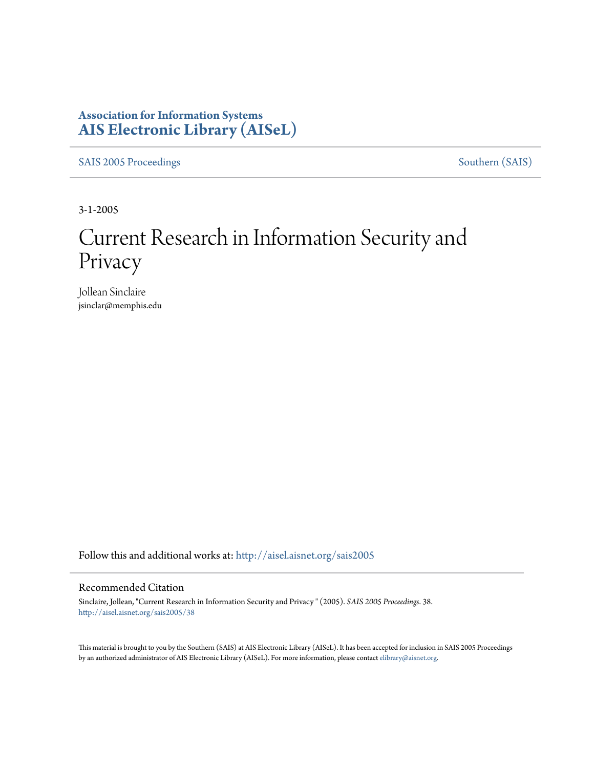**Association for Information Systems**
**AIS Electronic Library (AISeL)**

SAIS 2005 Proceedings | Southern (SAIS)

3-1-2005

# Current Research in Information Security and Privacy

Jollean Sinclaire
jsinclar@memphis.edu

Follow this and additional works at: http://aisel.aisnet.org/sais2005

## Recommended Citation

Sinclaire, Jollean, "Current Research in Information Security and Privacy " (2005). *SAIS 2005 Proceedings*. 38.
http://aisel.aisnet.org/sais2005/38

This material is brought to you by the Southern (SAIS) at AIS Electronic Library (AISeL). It has been accepted for inclusion in SAIS 2005 Proceedings by an authorized administrator of AIS Electronic Library (AISeL). For more information, please contact elibrary@aisnet.org.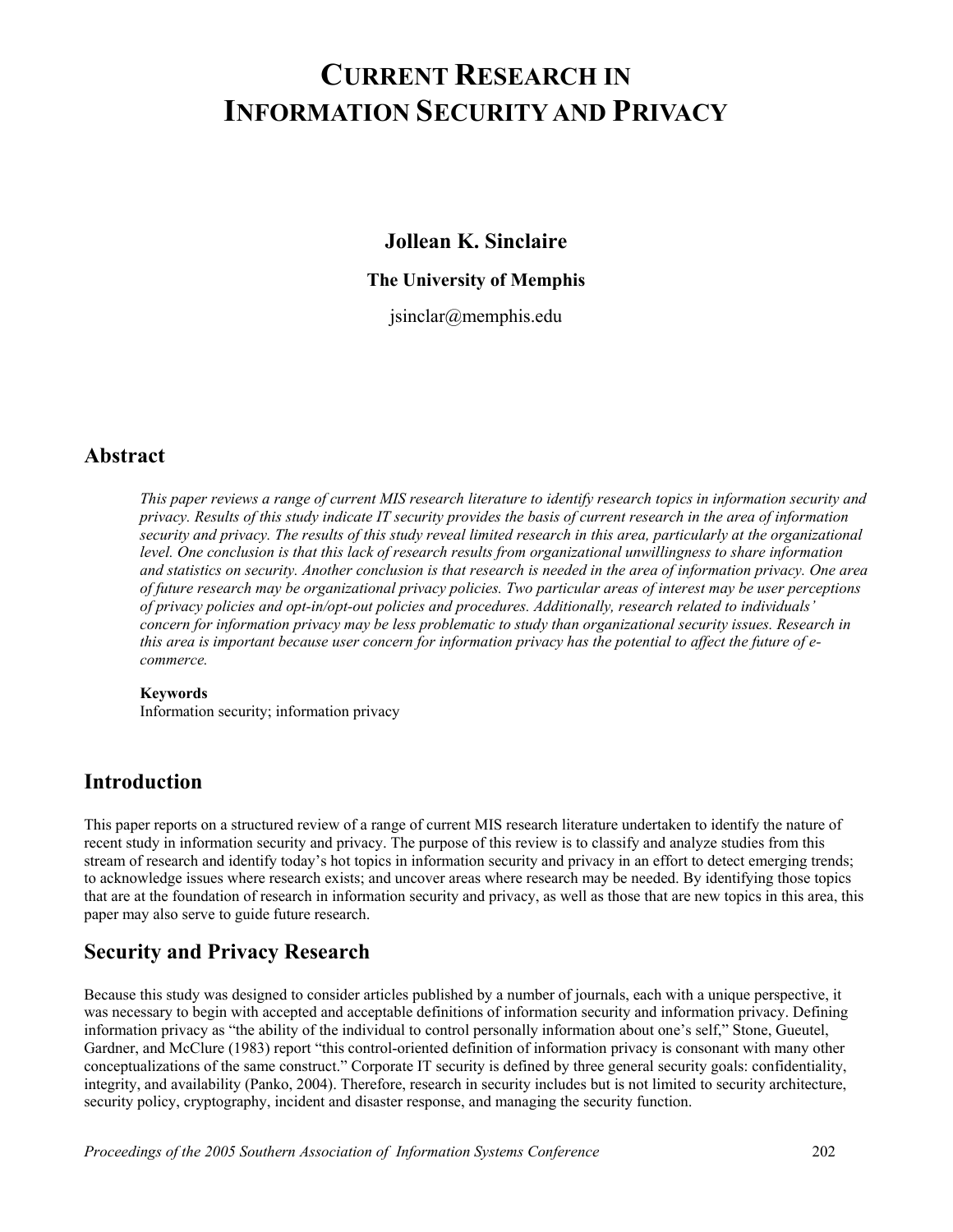# CURRENT RESEARCH IN INFORMATION SECURITY AND PRIVACY

**Jollean K. Sinclaire**

**The University of Memphis**

jsinclar@memphis.edu

## Abstract

*This paper reviews a range of current MIS research literature to identify research topics in information security and privacy. Results of this study indicate IT security provides the basis of current research in the area of information security and privacy. The results of this study reveal limited research in this area, particularly at the organizational level. One conclusion is that this lack of research results from organizational unwillingness to share information and statistics on security. Another conclusion is that research is needed in the area of information privacy. One area of future research may be organizational privacy policies. Two particular areas of interest may be user perceptions of privacy policies and opt-in/opt-out policies and procedures. Additionally, research related to individuals' concern for information privacy may be less problematic to study than organizational security issues. Research in this area is important because user concern for information privacy has the potential to affect the future of e-commerce.*

**Keywords**
Information security; information privacy

## Introduction

This paper reports on a structured review of a range of current MIS research literature undertaken to identify the nature of recent study in information security and privacy. The purpose of this review is to classify and analyze studies from this stream of research and identify today's hot topics in information security and privacy in an effort to detect emerging trends; to acknowledge issues where research exists; and uncover areas where research may be needed. By identifying those topics that are at the foundation of research in information security and privacy, as well as those that are new topics in this area, this paper may also serve to guide future research.

## Security and Privacy Research

Because this study was designed to consider articles published by a number of journals, each with a unique perspective, it was necessary to begin with accepted and acceptable definitions of information security and information privacy. Defining information privacy as "the ability of the individual to control personally information about one's self," Stone, Gueutel, Gardner, and McClure (1983) report "this control-oriented definition of information privacy is consonant with many other conceptualizations of the same construct." Corporate IT security is defined by three general security goals: confidentiality, integrity, and availability (Panko, 2004). Therefore, research in security includes but is not limited to security architecture, security policy, cryptography, incident and disaster response, and managing the security function.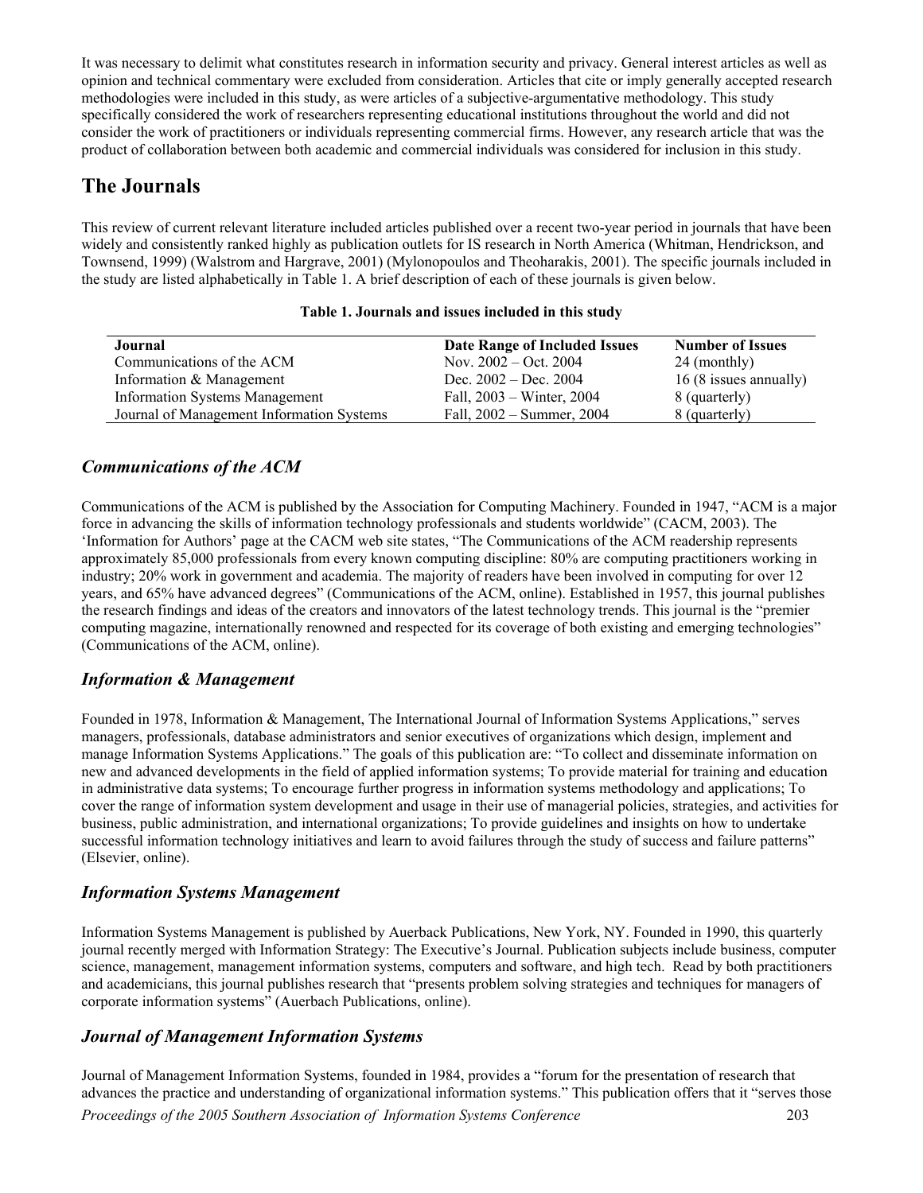It was necessary to delimit what constitutes research in information security and privacy. General interest articles as well as opinion and technical commentary were excluded from consideration. Articles that cite or imply generally accepted research methodologies were included in this study, as were articles of a subjective-argumentative methodology. This study specifically considered the work of researchers representing educational institutions throughout the world and did not consider the work of practitioners or individuals representing commercial firms. However, any research article that was the product of collaboration between both academic and commercial individuals was considered for inclusion in this study.

## The Journals

This review of current relevant literature included articles published over a recent two-year period in journals that have been widely and consistently ranked highly as publication outlets for IS research in North America (Whitman, Hendrickson, and Townsend, 1999) (Walstrom and Hargrave, 2001) (Mylonopoulos and Theoharakis, 2001). The specific journals included in the study are listed alphabetically in Table 1. A brief description of each of these journals is given below.

**Table 1. Journals and issues included in this study**

| Journal | Date Range of Included Issues | Number of Issues |
|---|---|---|
| Communications of the ACM | Nov. 2002 – Oct. 2004 | 24 (monthly) |
| Information & Management | Dec. 2002 – Dec. 2004 | 16 (8 issues annually) |
| Information Systems Management | Fall, 2003 – Winter, 2004 | 8 (quarterly) |
| Journal of Management Information Systems | Fall, 2002 – Summer, 2004 | 8 (quarterly) |

### *Communications of the ACM*

Communications of the ACM is published by the Association for Computing Machinery. Founded in 1947, "ACM is a major force in advancing the skills of information technology professionals and students worldwide" (CACM, 2003). The 'Information for Authors' page at the CACM web site states, "The Communications of the ACM readership represents approximately 85,000 professionals from every known computing discipline: 80% are computing practitioners working in industry; 20% work in government and academia. The majority of readers have been involved in computing for over 12 years, and 65% have advanced degrees" (Communications of the ACM, online). Established in 1957, this journal publishes the research findings and ideas of the creators and innovators of the latest technology trends. This journal is the "premier computing magazine, internationally renowned and respected for its coverage of both existing and emerging technologies" (Communications of the ACM, online).

### *Information & Management*

Founded in 1978, Information & Management, The International Journal of Information Systems Applications," serves managers, professionals, database administrators and senior executives of organizations which design, implement and manage Information Systems Applications." The goals of this publication are: "To collect and disseminate information on new and advanced developments in the field of applied information systems; To provide material for training and education in administrative data systems; To encourage further progress in information systems methodology and applications; To cover the range of information system development and usage in their use of managerial policies, strategies, and activities for business, public administration, and international organizations; To provide guidelines and insights on how to undertake successful information technology initiatives and learn to avoid failures through the study of success and failure patterns" (Elsevier, online).

### *Information Systems Management*

Information Systems Management is published by Auerback Publications, New York, NY. Founded in 1990, this quarterly journal recently merged with Information Strategy: The Executive's Journal. Publication subjects include business, computer science, management, management information systems, computers and software, and high tech. Read by both practitioners and academicians, this journal publishes research that "presents problem solving strategies and techniques for managers of corporate information systems" (Auerbach Publications, online).

### *Journal of Management Information Systems*

Journal of Management Information Systems, founded in 1984, provides a "forum for the presentation of research that advances the practice and understanding of organizational information systems." This publication offers that it "serves those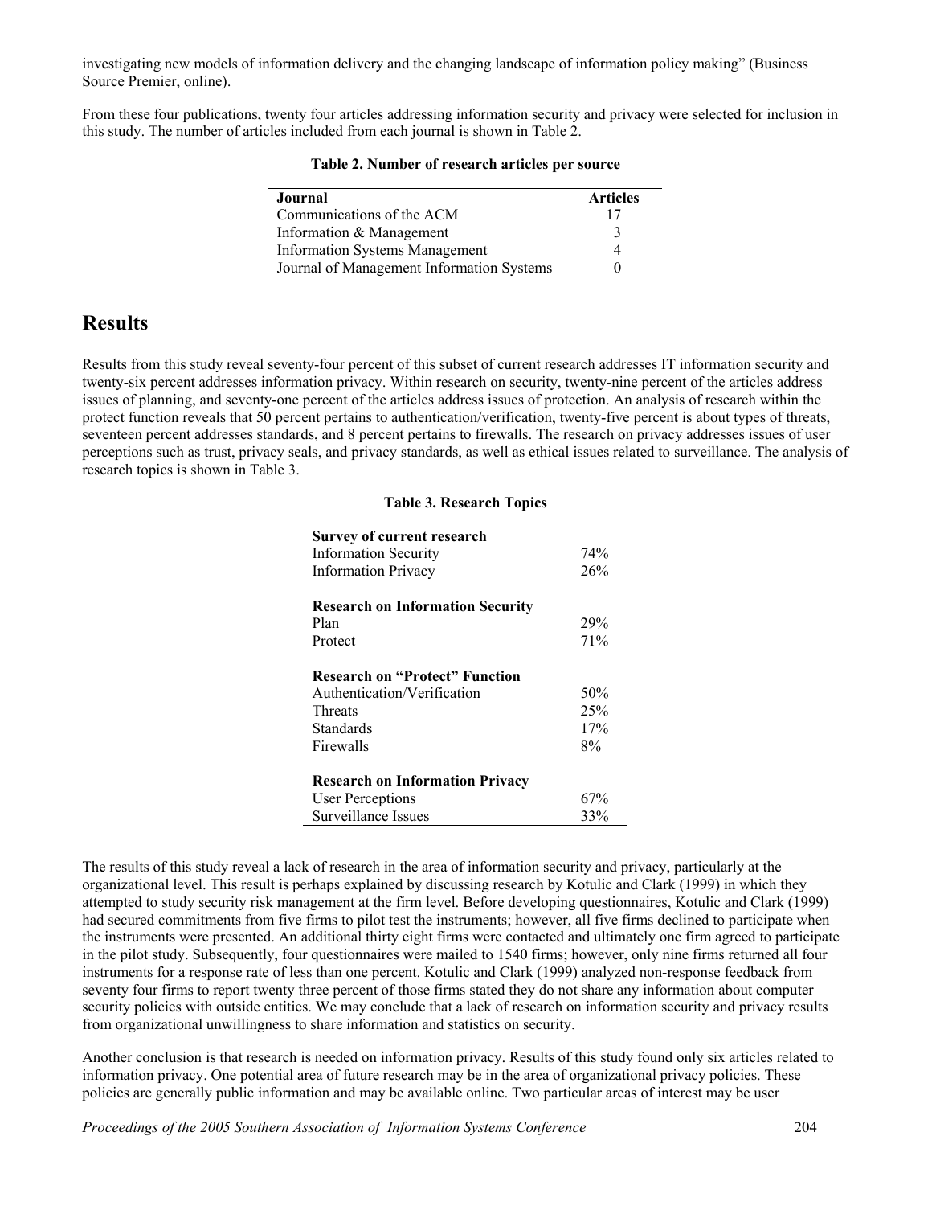investigating new models of information delivery and the changing landscape of information policy making" (Business Source Premier, online).

From these four publications, twenty four articles addressing information security and privacy were selected for inclusion in this study. The number of articles included from each journal is shown in Table 2.

**Table 2. Number of research articles per source**

| Journal | Articles |
|---|---|
| Communications of the ACM | 17 |
| Information & Management | 3 |
| Information Systems Management | 4 |
| Journal of Management Information Systems | 0 |

# Results

Results from this study reveal seventy-four percent of this subset of current research addresses IT information security and twenty-six percent addresses information privacy. Within research on security, twenty-nine percent of the articles address issues of planning, and seventy-one percent of the articles address issues of protection. An analysis of research within the protect function reveals that 50 percent pertains to authentication/verification, twenty-five percent is about types of threats, seventeen percent addresses standards, and 8 percent pertains to firewalls. The research on privacy addresses issues of user perceptions such as trust, privacy seals, and privacy standards, as well as ethical issues related to surveillance. The analysis of research topics is shown in Table 3.

**Table 3. Research Topics**

| | |
|---|---|
| **Survey of current research** | |
| Information Security | 74% |
| Information Privacy | 26% |
| **Research on Information Security** | |
| Plan | 29% |
| Protect | 71% |
| **Research on "Protect" Function** | |
| Authentication/Verification | 50% |
| Threats | 25% |
| Standards | 17% |
| Firewalls | 8% |
| **Research on Information Privacy** | |
| User Perceptions | 67% |
| Surveillance Issues | 33% |

The results of this study reveal a lack of research in the area of information security and privacy, particularly at the organizational level. This result is perhaps explained by discussing research by Kotulic and Clark (1999) in which they attempted to study security risk management at the firm level. Before developing questionnaires, Kotulic and Clark (1999) had secured commitments from five firms to pilot test the instruments; however, all five firms declined to participate when the instruments were presented. An additional thirty eight firms were contacted and ultimately one firm agreed to participate in the pilot study. Subsequently, four questionnaires were mailed to 1540 firms; however, only nine firms returned all four instruments for a response rate of less than one percent. Kotulic and Clark (1999) analyzed non-response feedback from seventy four firms to report twenty three percent of those firms stated they do not share any information about computer security policies with outside entities. We may conclude that a lack of research on information security and privacy results from organizational unwillingness to share information and statistics on security.

Another conclusion is that research is needed on information privacy. Results of this study found only six articles related to information privacy. One potential area of future research may be in the area of organizational privacy policies. These policies are generally public information and may be available online. Two particular areas of interest may be user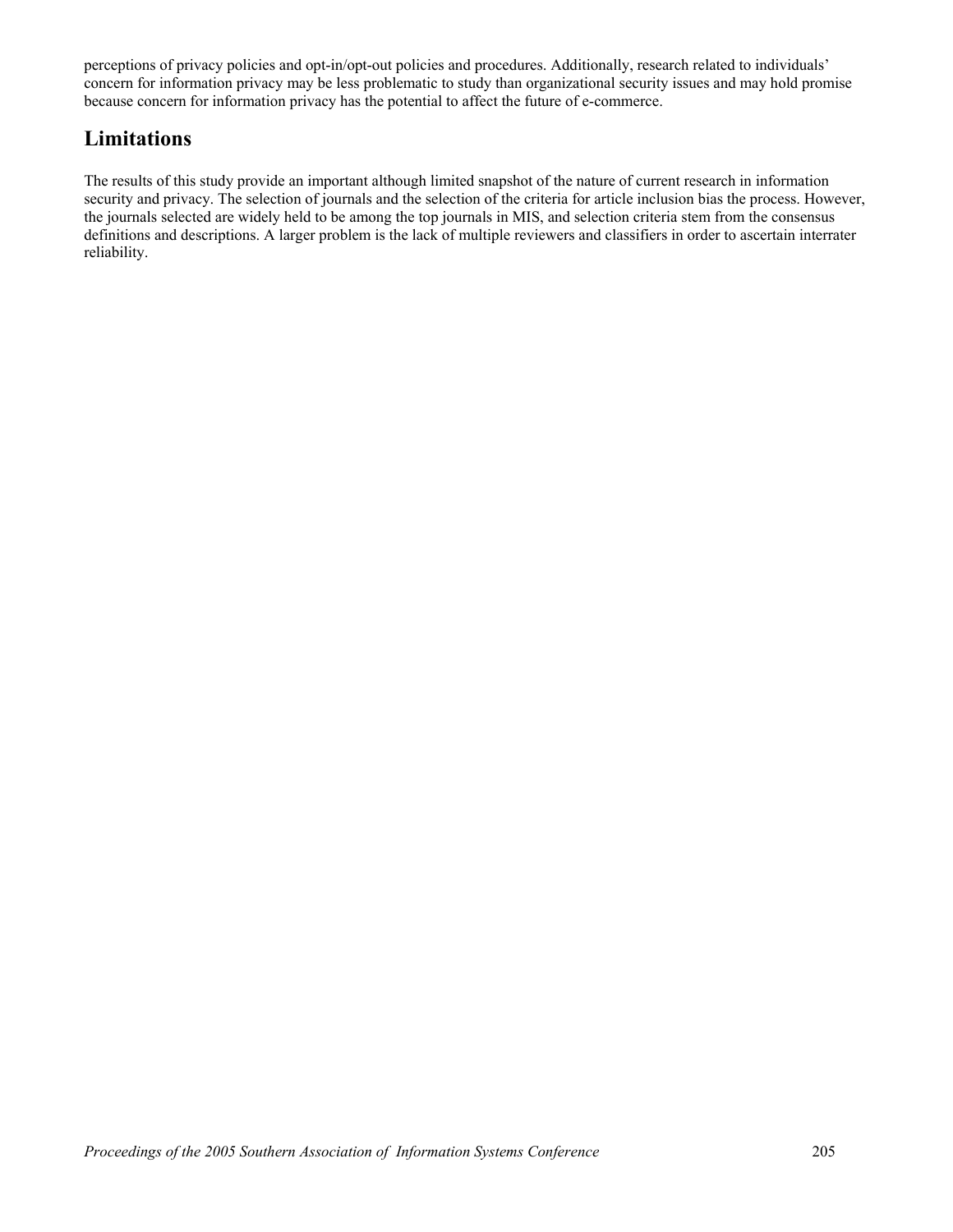perceptions of privacy policies and opt-in/opt-out policies and procedures. Additionally, research related to individuals' concern for information privacy may be less problematic to study than organizational security issues and may hold promise because concern for information privacy has the potential to affect the future of e-commerce.

## Limitations

The results of this study provide an important although limited snapshot of the nature of current research in information security and privacy. The selection of journals and the selection of the criteria for article inclusion bias the process. However, the journals selected are widely held to be among the top journals in MIS, and selection criteria stem from the consensus definitions and descriptions. A larger problem is the lack of multiple reviewers and classifiers in order to ascertain interrater reliability.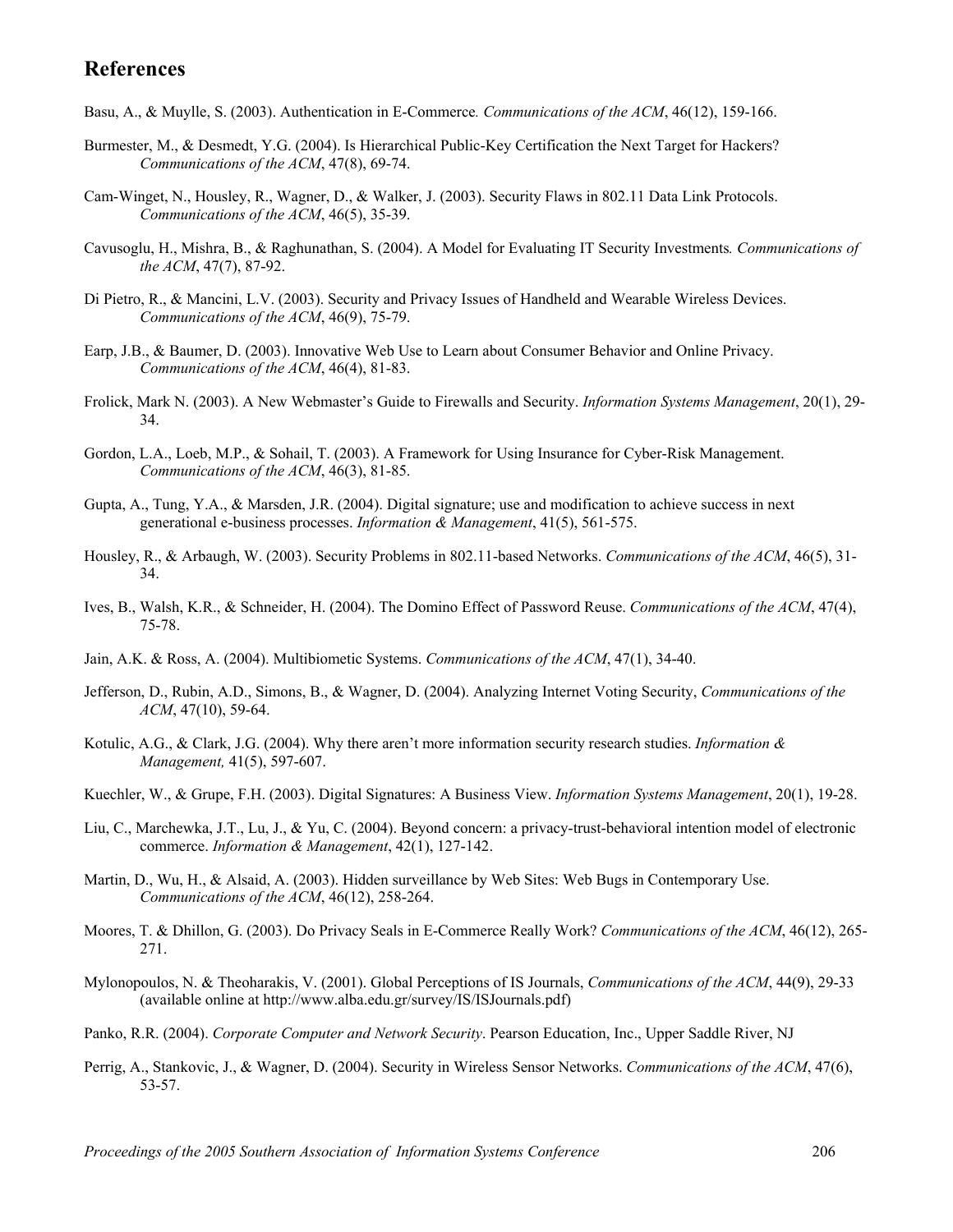## References

Basu, A., & Muylle, S. (2003). Authentication in E-Commerce*. Communications of the ACM*, 46(12), 159-166.

Burmester, M., & Desmedt, Y.G. (2004). Is Hierarchical Public-Key Certification the Next Target for Hackers? *Communications of the ACM*, 47(8), 69-74.

Cam-Winget, N., Housley, R., Wagner, D., & Walker, J. (2003). Security Flaws in 802.11 Data Link Protocols. *Communications of the ACM*, 46(5), 35-39.

Cavusoglu, H., Mishra, B., & Raghunathan, S. (2004). A Model for Evaluating IT Security Investments*. Communications of the ACM*, 47(7), 87-92.

Di Pietro, R., & Mancini, L.V. (2003). Security and Privacy Issues of Handheld and Wearable Wireless Devices. *Communications of the ACM*, 46(9), 75-79.

Earp, J.B., & Baumer, D. (2003). Innovative Web Use to Learn about Consumer Behavior and Online Privacy. *Communications of the ACM*, 46(4), 81-83.

Frolick, Mark N. (2003). A New Webmaster's Guide to Firewalls and Security. *Information Systems Management*, 20(1), 29-34.

Gordon, L.A., Loeb, M.P., & Sohail, T. (2003). A Framework for Using Insurance for Cyber-Risk Management. *Communications of the ACM*, 46(3), 81-85.

Gupta, A., Tung, Y.A., & Marsden, J.R. (2004). Digital signature; use and modification to achieve success in next generational e-business processes. *Information & Management*, 41(5), 561-575.

Housley, R., & Arbaugh, W. (2003). Security Problems in 802.11-based Networks. *Communications of the ACM*, 46(5), 31-34.

Ives, B., Walsh, K.R., & Schneider, H. (2004). The Domino Effect of Password Reuse. *Communications of the ACM*, 47(4), 75-78.

Jain, A.K. & Ross, A. (2004). Multibiometic Systems. *Communications of the ACM*, 47(1), 34-40.

Jefferson, D., Rubin, A.D., Simons, B., & Wagner, D. (2004). Analyzing Internet Voting Security, *Communications of the ACM*, 47(10), 59-64.

Kotulic, A.G., & Clark, J.G. (2004). Why there aren't more information security research studies. *Information & Management,* 41(5), 597-607.

Kuechler, W., & Grupe, F.H. (2003). Digital Signatures: A Business View. *Information Systems Management*, 20(1), 19-28.

Liu, C., Marchewka, J.T., Lu, J., & Yu, C. (2004). Beyond concern: a privacy-trust-behavioral intention model of electronic commerce. *Information & Management*, 42(1), 127-142.

Martin, D., Wu, H., & Alsaid, A. (2003). Hidden surveillance by Web Sites: Web Bugs in Contemporary Use. *Communications of the ACM*, 46(12), 258-264.

Moores, T. & Dhillon, G. (2003). Do Privacy Seals in E-Commerce Really Work? *Communications of the ACM*, 46(12), 265-271.

Mylonopoulos, N. & Theoharakis, V. (2001). Global Perceptions of IS Journals, *Communications of the ACM*, 44(9), 29-33 (available online at http://www.alba.edu.gr/survey/IS/ISJournals.pdf)

Panko, R.R. (2004). *Corporate Computer and Network Security*. Pearson Education, Inc., Upper Saddle River, NJ

Perrig, A., Stankovic, J., & Wagner, D. (2004). Security in Wireless Sensor Networks. *Communications of the ACM*, 47(6), 53-57.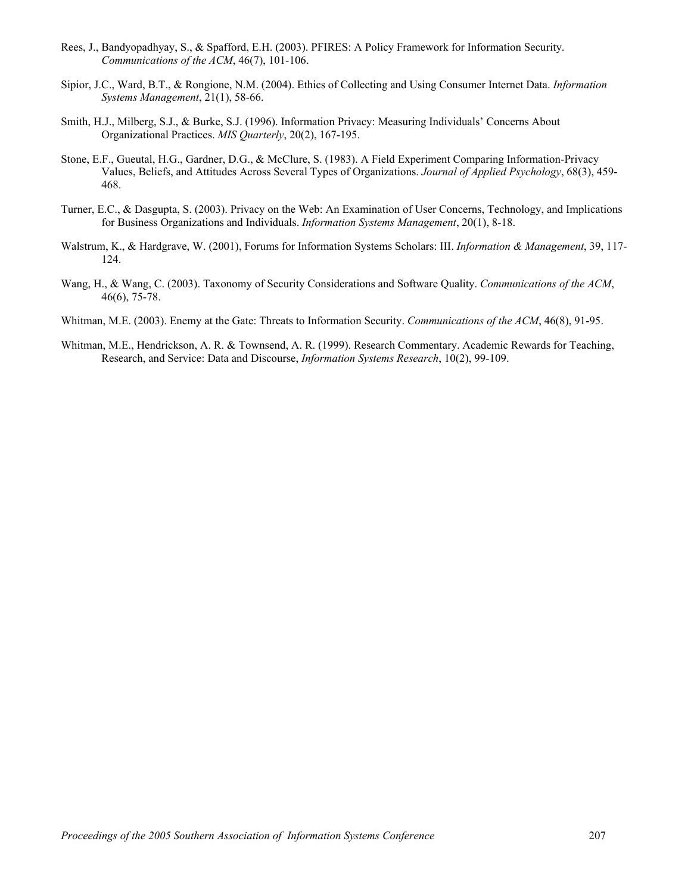Rees, J., Bandyopadhyay, S., & Spafford, E.H. (2003). PFIRES: A Policy Framework for Information Security. *Communications of the ACM*, 46(7), 101-106.

Sipior, J.C., Ward, B.T., & Rongione, N.M. (2004). Ethics of Collecting and Using Consumer Internet Data. *Information Systems Management*, 21(1), 58-66.

Smith, H.J., Milberg, S.J., & Burke, S.J. (1996). Information Privacy: Measuring Individuals' Concerns About Organizational Practices. *MIS Quarterly*, 20(2), 167-195.

Stone, E.F., Gueutal, H.G., Gardner, D.G., & McClure, S. (1983). A Field Experiment Comparing Information-Privacy Values, Beliefs, and Attitudes Across Several Types of Organizations. *Journal of Applied Psychology*, 68(3), 459-468.

Turner, E.C., & Dasgupta, S. (2003). Privacy on the Web: An Examination of User Concerns, Technology, and Implications for Business Organizations and Individuals. *Information Systems Management*, 20(1), 8-18.

Walstrum, K., & Hardgrave, W. (2001), Forums for Information Systems Scholars: III. *Information & Management*, 39, 117-124.

Wang, H., & Wang, C. (2003). Taxonomy of Security Considerations and Software Quality. *Communications of the ACM*, 46(6), 75-78.

Whitman, M.E. (2003). Enemy at the Gate: Threats to Information Security. *Communications of the ACM*, 46(8), 91-95.

Whitman, M.E., Hendrickson, A. R. & Townsend, A. R. (1999). Research Commentary. Academic Rewards for Teaching, Research, and Service: Data and Discourse, *Information Systems Research*, 10(2), 99-109.